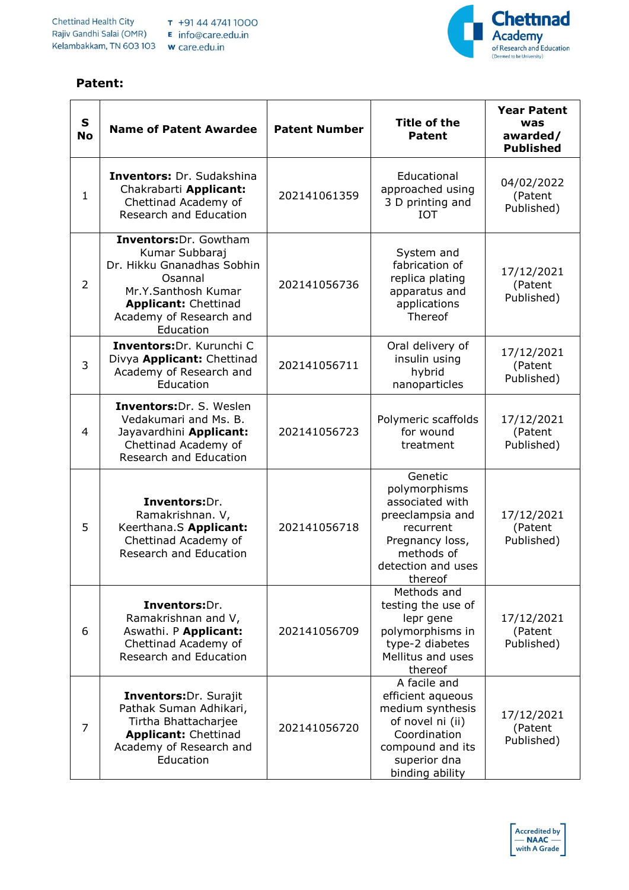**Patent:**

| S No | Name of Patent Awardee | Patent Number | Title of the Patent | Year Patent was awarded/ Published |
|---|---|---|---|---|
| 1 | **Inventors:** Dr. Sudakshina Chakrabarti **Applicant:** Chettinad Academy of Research and Education | 202141061359 | Educational approached using 3 D printing and IOT | 04/02/2022 (Patent Published) |
| 2 | **Inventors:**Dr. Gowtham Kumar Subbaraj Dr. Hikku Gnanadhas Sobhin Osannal Mr.Y.Santhosh Kumar **Applicant:** Chettinad Academy of Research and Education | 202141056736 | System and fabrication of replica plating apparatus and applications Thereof | 17/12/2021 (Patent Published) |
| 3 | **Inventors:**Dr. Kurunchi C Divya **Applicant:** Chettinad Academy of Research and Education | 202141056711 | Oral delivery of insulin using hybrid nanoparticles | 17/12/2021 (Patent Published) |
| 4 | **Inventors:**Dr. S. Weslen Vedakumari and Ms. B. Jayavardhini **Applicant:** Chettinad Academy of Research and Education | 202141056723 | Polymeric scaffolds for wound treatment | 17/12/2021 (Patent Published) |
| 5 | **Inventors:**Dr. Ramakrishnan. V, Keerthana.S **Applicant:** Chettinad Academy of Research and Education | 202141056718 | Genetic polymorphisms associated with preeclampsia and recurrent Pregnancy loss, methods of detection and uses thereof | 17/12/2021 (Patent Published) |
| 6 | **Inventors:**Dr. Ramakrishnan and V, Aswathi. P **Applicant:** Chettinad Academy of Research and Education | 202141056709 | Methods and testing the use of lepr gene polymorphisms in type-2 diabetes Mellitus and uses thereof | 17/12/2021 (Patent Published) |
| 7 | **Inventors:**Dr. Surajit Pathak Suman Adhikari, Tirtha Bhattacharjee **Applicant:** Chettinad Academy of Research and Education | 202141056720 | A facile and efficient aqueous medium synthesis of novel ni (ii) Coordination compound and its superior dna binding ability | 17/12/2021 (Patent Published) |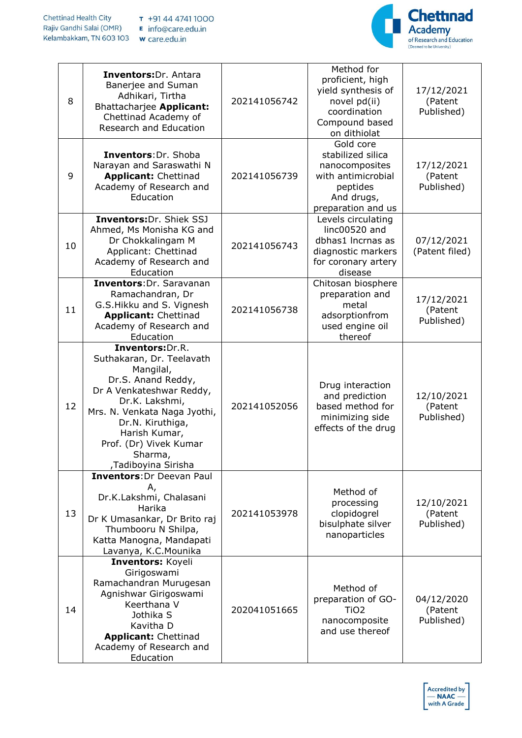| 8 | **Inventors:**Dr. Antara Banerjee and Suman Adhikari, Tirtha Bhattacharjee **Applicant:** Chettinad Academy of Research and Education | 202141056742 | Method for proficient, high yield synthesis of novel pd(ii) coordination Compound based on dithiolat | 17/12/2021 (Patent Published) |
|---|---|---|---|---|
| 9 | **Inventors**:Dr. Shoba Narayan and Saraswathi N **Applicant:** Chettinad Academy of Research and Education | 202141056739 | Gold core stabilized silica nanocomposites with antimicrobial peptides And drugs, preparation and us | 17/12/2021 (Patent Published) |
| 10 | **Inventors:**Dr. Shiek SSJ Ahmed, Ms Monisha KG and Dr Chokkalingam M Applicant: Chettinad Academy of Research and Education | 202141056743 | Levels circulating linc00520 and dbhas1 lncrnas as diagnostic markers for coronary artery disease | 07/12/2021 (Patent filed) |
| 11 | **Inventors**:Dr. Saravanan Ramachandran, Dr G.S.Hikku and S. Vignesh **Applicant:** Chettinad Academy of Research and Education | 202141056738 | Chitosan biosphere preparation and metal adsorptionfrom used engine oil thereof | 17/12/2021 (Patent Published) |
| 12 | **Inventors:**Dr.R. Suthakaran, Dr. Teelavath Mangilal, Dr.S. Anand Reddy, Dr A Venkateshwar Reddy, Dr.K. Lakshmi, Mrs. N. Venkata Naga Jyothi, Dr.N. Kiruthiga, Harish Kumar, Prof. (Dr) Vivek Kumar Sharma, ,Tadiboyina Sirisha | 202141052056 | Drug interaction and prediction based method for minimizing side effects of the drug | 12/10/2021 (Patent Published) |
| 13 | **Inventors**:Dr Deevan Paul A, Dr.K.Lakshmi, Chalasani Harika Dr K Umasankar, Dr Brito raj Thumbooru N Shilpa, Katta Manogna, Mandapati Lavanya, K.C.Mounika | 202141053978 | Method of processing clopidogrel bisulphate silver nanoparticles | 12/10/2021 (Patent Published) |
| 14 | **Inventors:** Koyeli Girigoswami Ramachandran Murugesan Agnishwar Girigoswami Keerthana V Jothika S Kavitha D **Applicant:** Chettinad Academy of Research and Education | 202041051665 | Method of preparation of GO-$TiO_2$ nanocomposite and use thereof | 04/12/2020 (Patent Published) |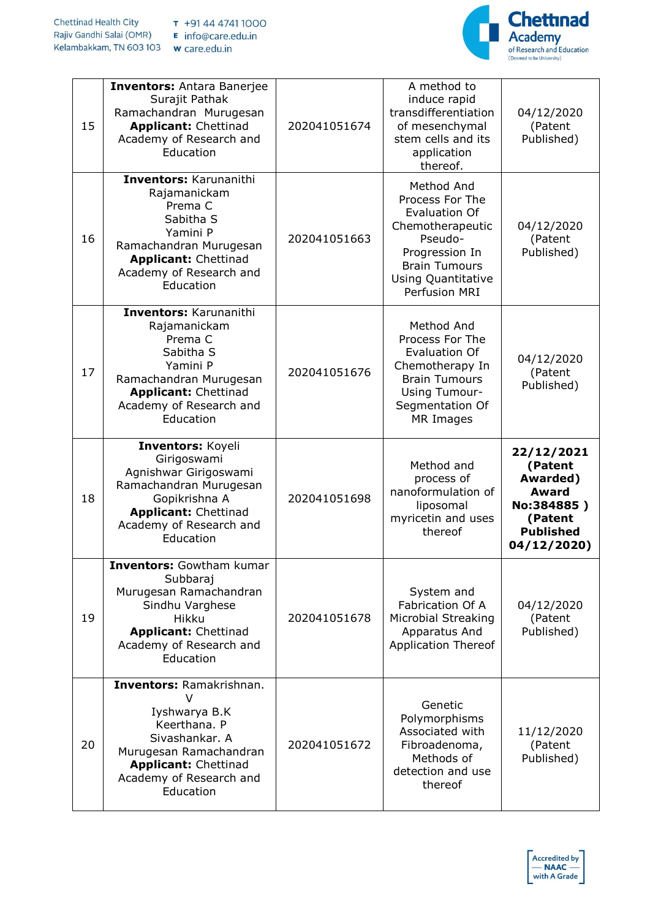| 15 | **Inventors:** Antara Banerjee<br>Surajit Pathak<br>Ramachandran Murugesan<br>**Applicant:** Chettinad Academy of Research and Education | 202041051674 | A method to induce rapid transdifferentiation of mesenchymal stem cells and its application thereof. | 04/12/2020 (Patent Published) |
|---|---|---|---|---|
| 16 | **Inventors:** Karunanithi Rajamanickam<br>Prema C<br>Sabitha S<br>Yamini P<br>Ramachandran Murugesan<br>**Applicant:** Chettinad Academy of Research and Education | 202041051663 | Method And Process For The Evaluation Of Chemotherapeutic Pseudo-Progression In Brain Tumours Using Quantitative Perfusion MRI | 04/12/2020 (Patent Published) |
| 17 | **Inventors:** Karunanithi Rajamanickam<br>Prema C<br>Sabitha S<br>Yamini P<br>Ramachandran Murugesan<br>**Applicant:** Chettinad Academy of Research and Education | 202041051676 | Method And Process For The Evaluation Of Chemotherapy In Brain Tumours Using Tumour-Segmentation Of MR Images | 04/12/2020 (Patent Published) |
| 18 | **Inventors:** Koyeli Girigoswami<br>Agnishwar Girigoswami<br>Ramachandran Murugesan<br>Gopikrishna A<br>**Applicant:** Chettinad Academy of Research and Education | 202041051698 | Method and process of nanoformulation of liposomal myricetin and uses thereof | **22/12/2021 (Patent Awarded) Award No:384885 ) (Patent Published 04/12/2020)** |
| 19 | **Inventors:** Gowtham kumar Subbaraj<br>Murugesan Ramachandran<br>Sindhu Varghese<br>Hikku<br>**Applicant:** Chettinad Academy of Research and Education | 202041051678 | System and Fabrication Of A Microbial Streaking Apparatus And Application Thereof | 04/12/2020 (Patent Published) |
| 20 | **Inventors:** Ramakrishnan. V<br>Iyshwarya B.K<br>Keerthana. P<br>Sivashankar. A<br>Murugesan Ramachandran<br>**Applicant:** Chettinad Academy of Research and Education | 202041051672 | Genetic Polymorphisms Associated with Fibroadenoma, Methods of detection and use thereof | 11/12/2020 (Patent Published) |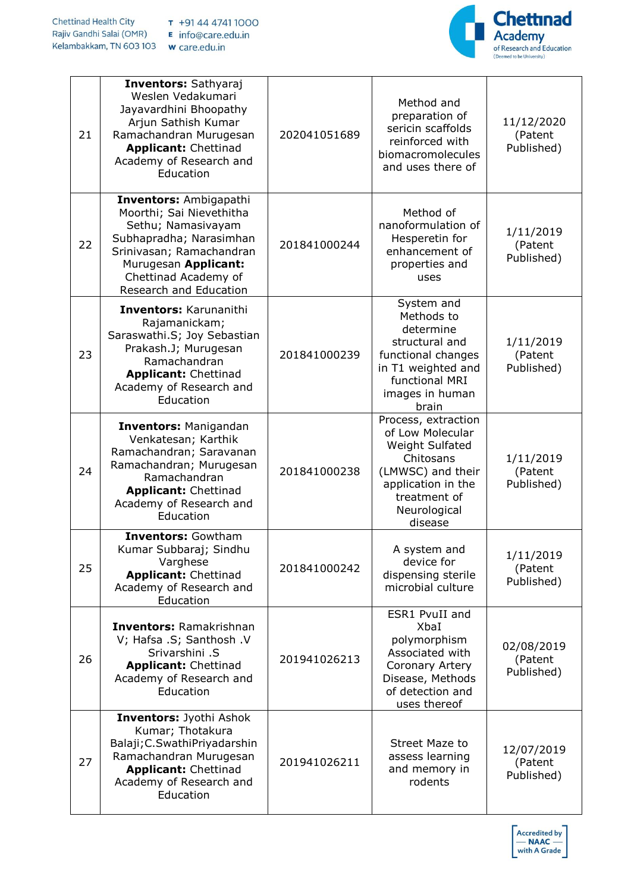| 21 | **Inventors:** Sathyaraj Weslen Vedakumari Jayavardhini Bhoopathy Arjun Sathish Kumar Ramachandran Murugesan **Applicant:** Chettinad Academy of Research and Education | 202041051689 | Method and preparation of sericin scaffolds reinforced with biomacromolecules and uses there of | 11/12/2020 (Patent Published) |
|---|---|---|---|---|
| 22 | **Inventors:** Ambigapathi Moorthi; Sai Nievethitha Sethu; Namasivayam Subhapradha; Narasimhan Srinivasan; Ramachandran Murugesan **Applicant:** Chettinad Academy of Research and Education | 201841000244 | Method of nanoformulation of Hesperetin for enhancement of properties and uses | 1/11/2019 (Patent Published) |
| 23 | **Inventors:** Karunanithi Rajamanickam; Saraswathi.S; Joy Sebastian Prakash.J; Murugesan Ramachandran **Applicant:** Chettinad Academy of Research and Education | 201841000239 | System and Methods to determine structural and functional changes in T1 weighted and functional MRI images in human brain | 1/11/2019 (Patent Published) |
| 24 | **Inventors:** Manigandan Venkatesan; Karthik Ramachandran; Saravanan Ramachandran; Murugesan Ramachandran **Applicant:** Chettinad Academy of Research and Education | 201841000238 | Process, extraction of Low Molecular Weight Sulfated Chitosans (LMWSC) and their application in the treatment of Neurological disease | 1/11/2019 (Patent Published) |
| 25 | **Inventors:** Gowtham Kumar Subbaraj; Sindhu Varghese **Applicant:** Chettinad Academy of Research and Education | 201841000242 | A system and device for dispensing sterile microbial culture | 1/11/2019 (Patent Published) |
| 26 | **Inventors:** Ramakrishnan V; Hafsa .S; Santhosh .V Srivarshini .S **Applicant:** Chettinad Academy of Research and Education | 201941026213 | ESR1 PvuII and XbaI polymorphism Associated with Coronary Artery Disease, Methods of detection and uses thereof | 02/08/2019 (Patent Published) |
| 27 | **Inventors:** Jyothi Ashok Kumar; Thotakura Balaji;C.SwathiPriyadarshin Ramachandran Murugesan **Applicant:** Chettinad Academy of Research and Education | 201941026211 | Street Maze to assess learning and memory in rodents | 12/07/2019 (Patent Published) |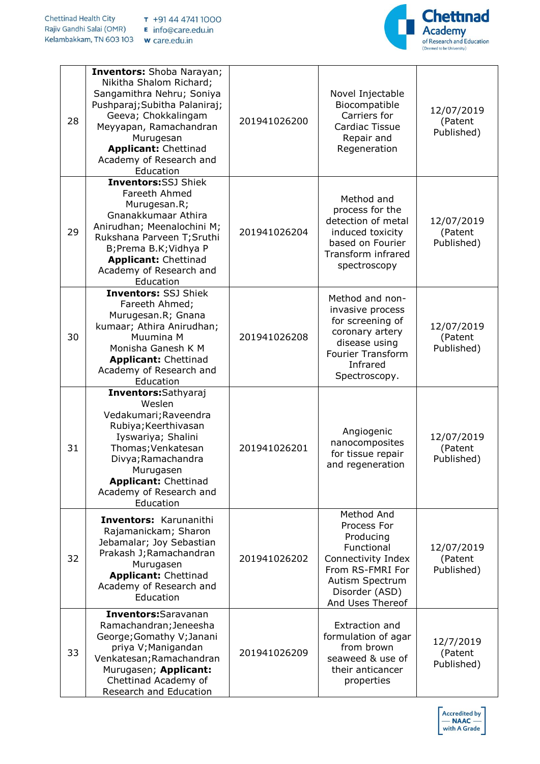| 28 | **Inventors:** Shoba Narayan; Nikitha Shalom Richard; Sangamithra Nehru; Soniya Pushparaj;Subitha Palaniraj; Geeva; Chokkalingam Meyyapan, Ramachandran Murugesan **Applicant:** Chettinad Academy of Research and Education | 201941026200 | Novel Injectable Biocompatible Carriers for Cardiac Tissue Repair and Regeneration | 12/07/2019 (Patent Published) |
|---|---|---|---|---|
| 29 | **Inventors:**SSJ Shiek Fareeth Ahmed Murugesan.R; Gnanakkumaar Athira Anirudhan; Meenalochini M; Rukshana Parveen T;Sruthi B;Prema B.K;Vidhya P **Applicant:** Chettinad Academy of Research and Education | 201941026204 | Method and process for the detection of metal induced toxicity based on Fourier Transform infrared spectroscopy | 12/07/2019 (Patent Published) |
| 30 | **Inventors:** SSJ Shiek Fareeth Ahmed; Murugesan.R; Gnana kumaar; Athira Anirudhan; Muumina M Monisha Ganesh K M **Applicant:** Chettinad Academy of Research and Education | 201941026208 | Method and non-invasive process for screening of coronary artery disease using Fourier Transform Infrared Spectroscopy. | 12/07/2019 (Patent Published) |
| 31 | **Inventors:**Sathyaraj Weslen Vedakumari;Raveendra Rubiya;Keerthivasan Iyswariya; Shalini Thomas;Venkatesan Divya;Ramachandra Murugasen **Applicant:** Chettinad Academy of Research and Education | 201941026201 | Angiogenic nanocomposites for tissue repair and regeneration | 12/07/2019 (Patent Published) |
| 32 | **Inventors:** Karunanithi Rajamanickam; Sharon Jebamalar; Joy Sebastian Prakash J;Ramachandran Murugasen **Applicant:** Chettinad Academy of Research and Education | 201941026202 | Method And Process For Producing Functional Connectivity Index From RS-FMRI For Autism Spectrum Disorder (ASD) And Uses Thereof | 12/07/2019 (Patent Published) |
| 33 | **Inventors:**Saravanan Ramachandran;Jeneesha George;Gomathy V;Janani priya V;Manigandan Venkatesan;Ramachandran Murugasen; **Applicant:** Chettinad Academy of Research and Education | 201941026209 | Extraction and formulation of agar from brown seaweed & use of their anticancer properties | 12/7/2019 (Patent Published) |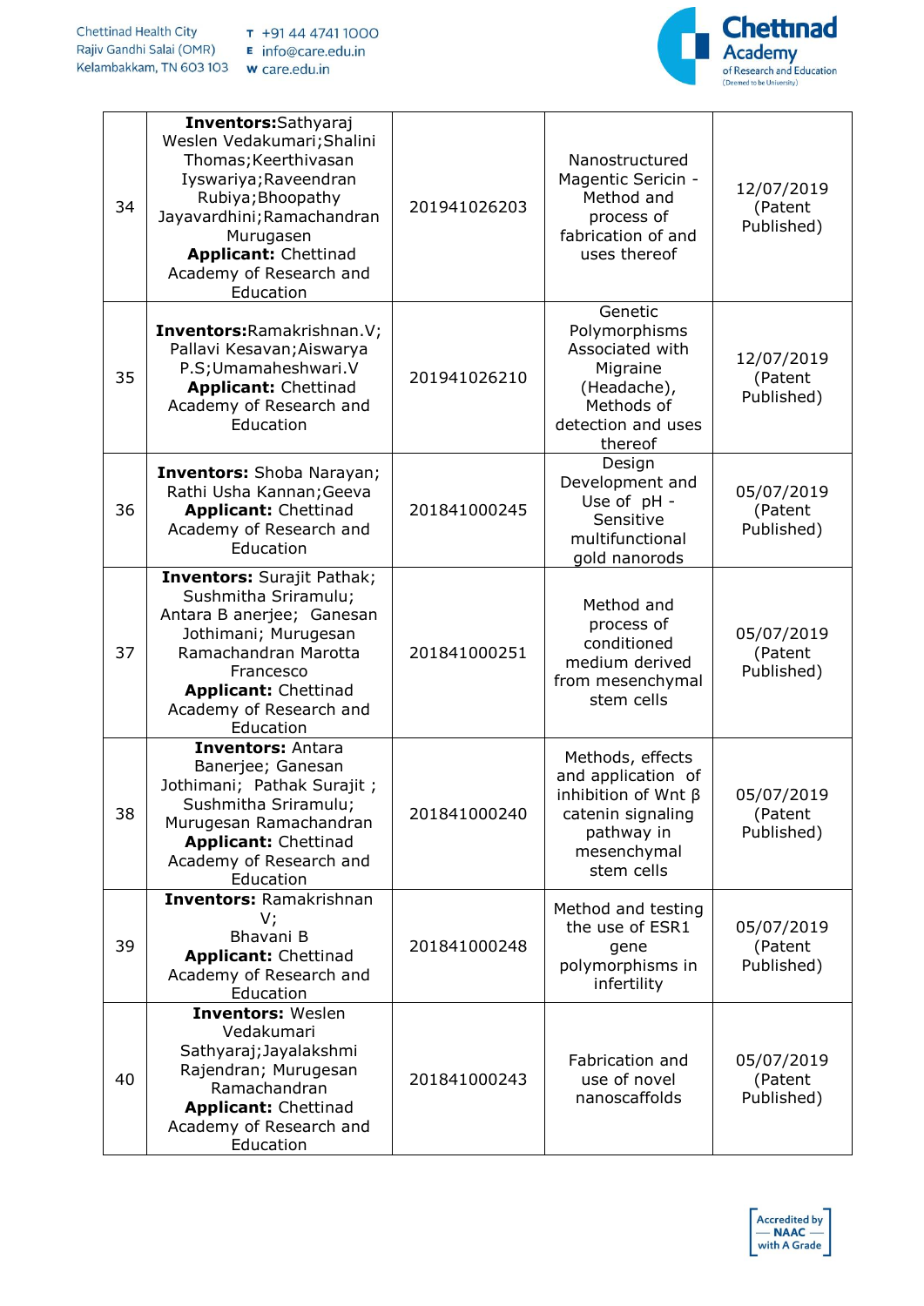| 34 | **Inventors:**Sathyaraj Weslen Vedakumari;Shalini Thomas;Keerthivasan Iyswariya;Raveendran Rubiya;Bhoopathy Jayavardhini;Ramachandran Murugasen **Applicant:** Chettinad Academy of Research and Education | 201941026203 | Nanostructured Magentic Sericin - Method and process of fabrication of and uses thereof | 12/07/2019 (Patent Published) |
|---|---|---|---|---|
| 35 | **Inventors:**Ramakrishnan.V; Pallavi Kesavan;Aiswarya P.S;Umamaheshwari.V **Applicant:** Chettinad Academy of Research and Education | 201941026210 | Genetic Polymorphisms Associated with Migraine (Headache), Methods of detection and uses thereof | 12/07/2019 (Patent Published) |
| 36 | **Inventors:** Shoba Narayan; Rathi Usha Kannan;Geeva **Applicant:** Chettinad Academy of Research and Education | 201841000245 | Design Development and Use of pH - Sensitive multifunctional gold nanorods | 05/07/2019 (Patent Published) |
| 37 | **Inventors:** Surajit Pathak; Sushmitha Sriramulu; Antara B anerjee; Ganesan Jothimani; Murugesan Ramachandran Marotta Francesco **Applicant:** Chettinad Academy of Research and Education | 201841000251 | Method and process of conditioned medium derived from mesenchymal stem cells | 05/07/2019 (Patent Published) |
| 38 | **Inventors:** Antara Banerjee; Ganesan Jothimani; Pathak Surajit ; Sushmitha Sriramulu; Murugesan Ramachandran **Applicant:** Chettinad Academy of Research and Education | 201841000240 | Methods, effects and application of inhibition of Wnt β catenin signaling pathway in mesenchymal stem cells | 05/07/2019 (Patent Published) |
| 39 | **Inventors:** Ramakrishnan V; Bhavani B **Applicant:** Chettinad Academy of Research and Education | 201841000248 | Method and testing the use of ESR1 gene polymorphisms in infertility | 05/07/2019 (Patent Published) |
| 40 | **Inventors:** Weslen Vedakumari Sathyaraj;Jayalakshmi Rajendran; Murugesan Ramachandran **Applicant:** Chettinad Academy of Research and Education | 201841000243 | Fabrication and use of novel nanoscaffolds | 05/07/2019 (Patent Published) |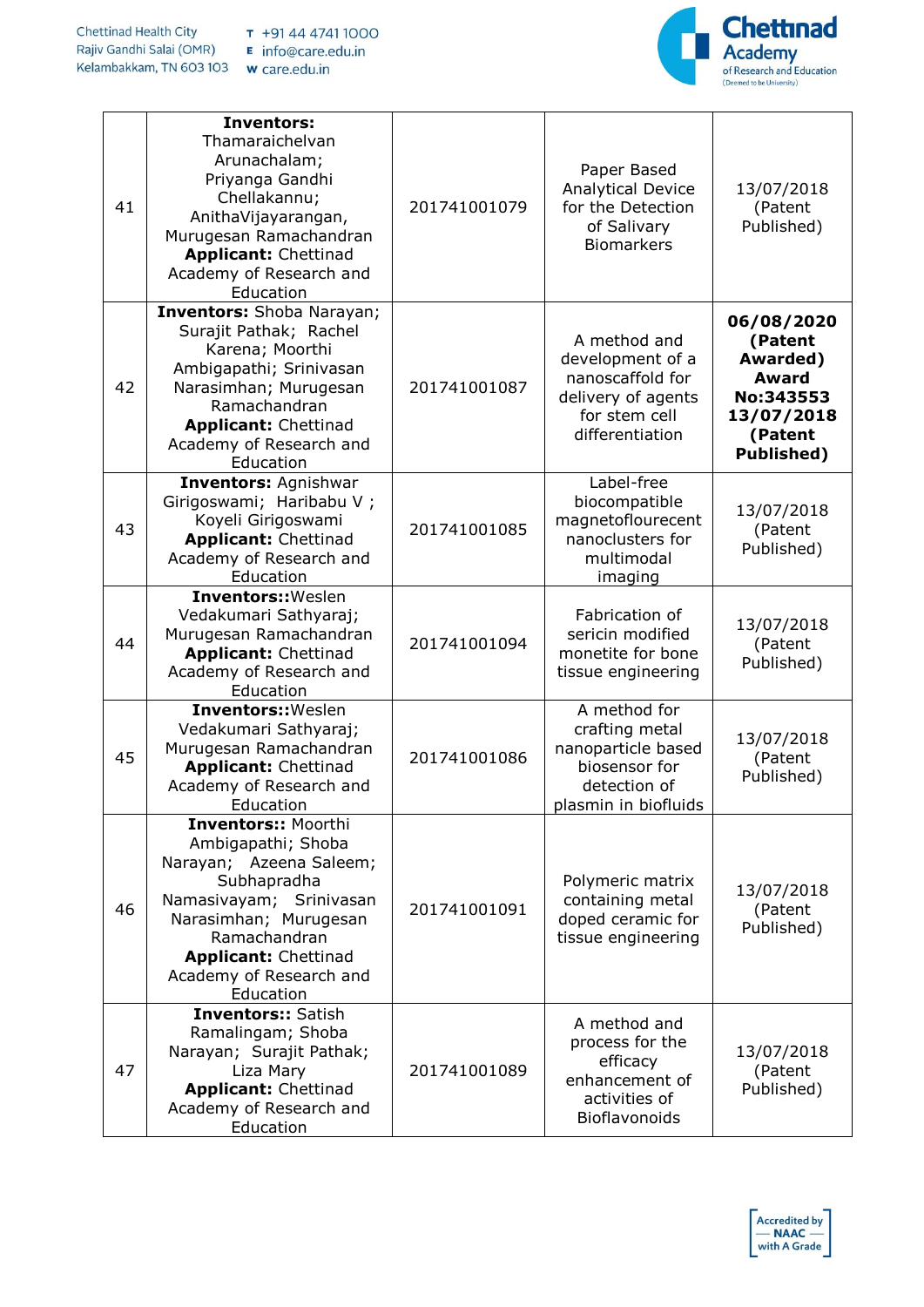| 41 | **Inventors:** Thamaraichelvan Arunachalam; Priyanga Gandhi Chellakannu; AnithaVijayarangan, Murugesan Ramachandran **Applicant:** Chettinad Academy of Research and Education | 201741001079 | Paper Based Analytical Device for the Detection of Salivary Biomarkers | 13/07/2018 (Patent Published) |
|---|---|---|---|---|
| 42 | **Inventors:** Shoba Narayan; Surajit Pathak; Rachel Karena; Moorthi Ambigapathi; Srinivasan Narasimhan; Murugesan Ramachandran **Applicant:** Chettinad Academy of Research and Education | 201741001087 | A method and development of a nanoscaffold for delivery of agents for stem cell differentiation | **06/08/2020 (Patent Awarded) Award No:343553 13/07/2018 (Patent Published)** |
| 43 | **Inventors:** Agnishwar Girigoswami; Haribabu V ; Koyeli Girigoswami **Applicant:** Chettinad Academy of Research and Education | 201741001085 | Label-free biocompatible magnetoflourecent nanoclusters for multimodal imaging | 13/07/2018 (Patent Published) |
| 44 | **Inventors::**Weslen Vedakumari Sathyaraj; Murugesan Ramachandran **Applicant:** Chettinad Academy of Research and Education | 201741001094 | Fabrication of sericin modified monetite for bone tissue engineering | 13/07/2018 (Patent Published) |
| 45 | **Inventors::**Weslen Vedakumari Sathyaraj; Murugesan Ramachandran **Applicant:** Chettinad Academy of Research and Education | 201741001086 | A method for crafting metal nanoparticle based biosensor for detection of plasmin in biofluids | 13/07/2018 (Patent Published) |
| 46 | **Inventors::** Moorthi Ambigapathi; Shoba Narayan; Azeena Saleem; Subhapradha Namasivayam; Srinivasan Narasimhan; Murugesan Ramachandran **Applicant:** Chettinad Academy of Research and Education | 201741001091 | Polymeric matrix containing metal doped ceramic for tissue engineering | 13/07/2018 (Patent Published) |
| 47 | **Inventors::** Satish Ramalingam; Shoba Narayan; Surajit Pathak; Liza Mary **Applicant:** Chettinad Academy of Research and Education | 201741001089 | A method and process for the efficacy enhancement of activities of Bioflavonoids | 13/07/2018 (Patent Published) |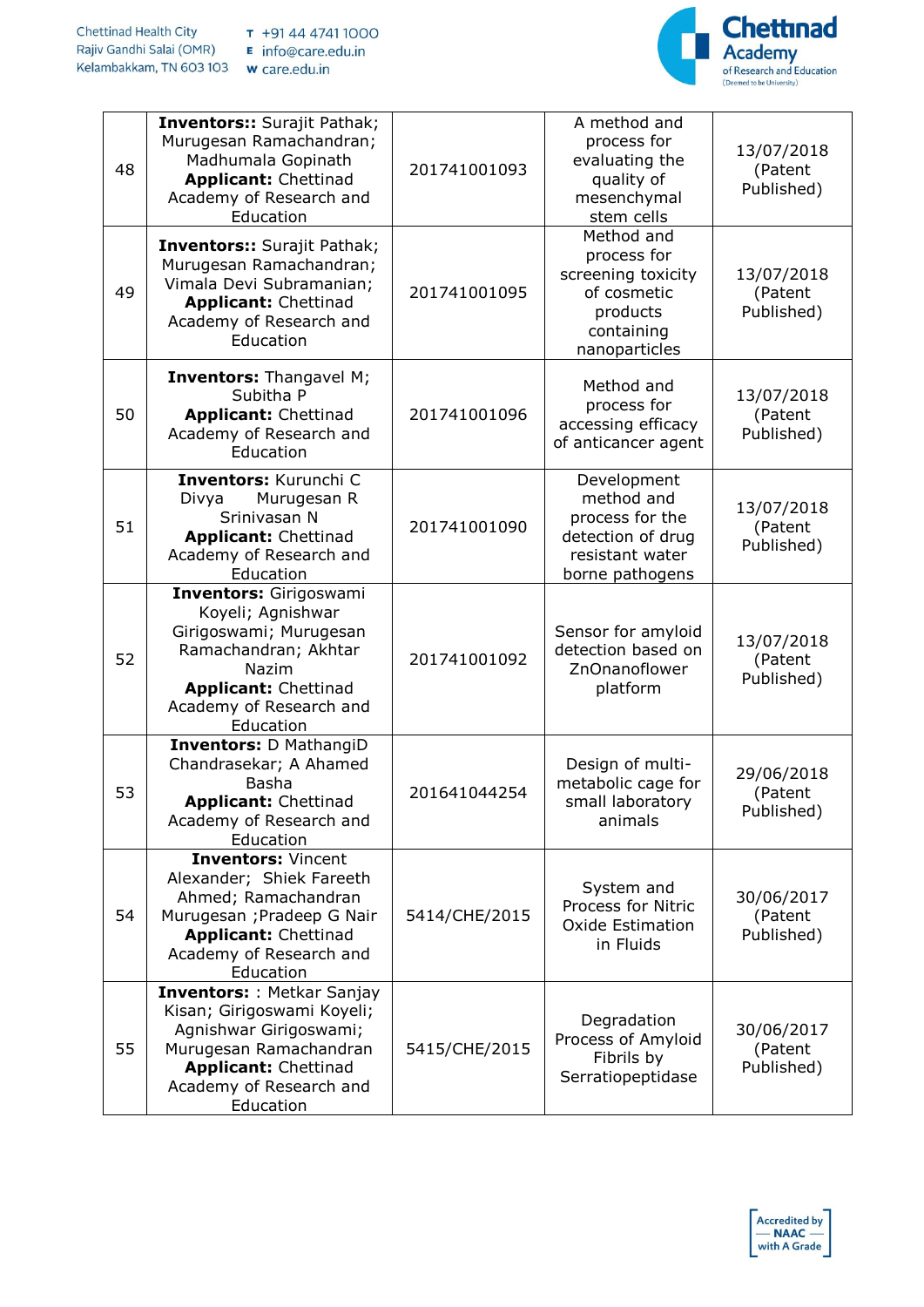| 48 | **Inventors::** Surajit Pathak; Murugesan Ramachandran; Madhumala Gopinath **Applicant:** Chettinad Academy of Research and Education | 201741001093 | A method and process for evaluating the quality of mesenchymal stem cells | 13/07/2018 (Patent Published) |
|---|---|---|---|---|
| 49 | **Inventors::** Surajit Pathak; Murugesan Ramachandran; Vimala Devi Subramanian; **Applicant:** Chettinad Academy of Research and Education | 201741001095 | Method and process for screening toxicity of cosmetic products containing nanoparticles | 13/07/2018 (Patent Published) |
| 50 | **Inventors:** Thangavel M; Subitha P **Applicant:** Chettinad Academy of Research and Education | 201741001096 | Method and process for accessing efficacy of anticancer agent | 13/07/2018 (Patent Published) |
| 51 | **Inventors:** Kurunchi C Divya Murugesan R Srinivasan N **Applicant:** Chettinad Academy of Research and Education | 201741001090 | Development method and process for the detection of drug resistant water borne pathogens | 13/07/2018 (Patent Published) |
| 52 | **Inventors:** Girigoswami Koyeli; Agnishwar Girigoswami; Murugesan Ramachandran; Akhtar Nazim **Applicant:** Chettinad Academy of Research and Education | 201741001092 | Sensor for amyloid detection based on ZnOnanoflower platform | 13/07/2018 (Patent Published) |
| 53 | **Inventors:** D MathangiD Chandrasekar; A Ahamed Basha **Applicant:** Chettinad Academy of Research and Education | 201641044254 | Design of multi-metabolic cage for small laboratory animals | 29/06/2018 (Patent Published) |
| 54 | **Inventors:** Vincent Alexander; Shiek Fareeth Ahmed; Ramachandran Murugesan ;Pradeep G Nair **Applicant:** Chettinad Academy of Research and Education | 5414/CHE/2015 | System and Process for Nitric Oxide Estimation in Fluids | 30/06/2017 (Patent Published) |
| 55 | **Inventors:** : Metkar Sanjay Kisan; Girigoswami Koyeli; Agnishwar Girigoswami; Murugesan Ramachandran **Applicant:** Chettinad Academy of Research and Education | 5415/CHE/2015 | Degradation Process of Amyloid Fibrils by Serratiopeptidase | 30/06/2017 (Patent Published) |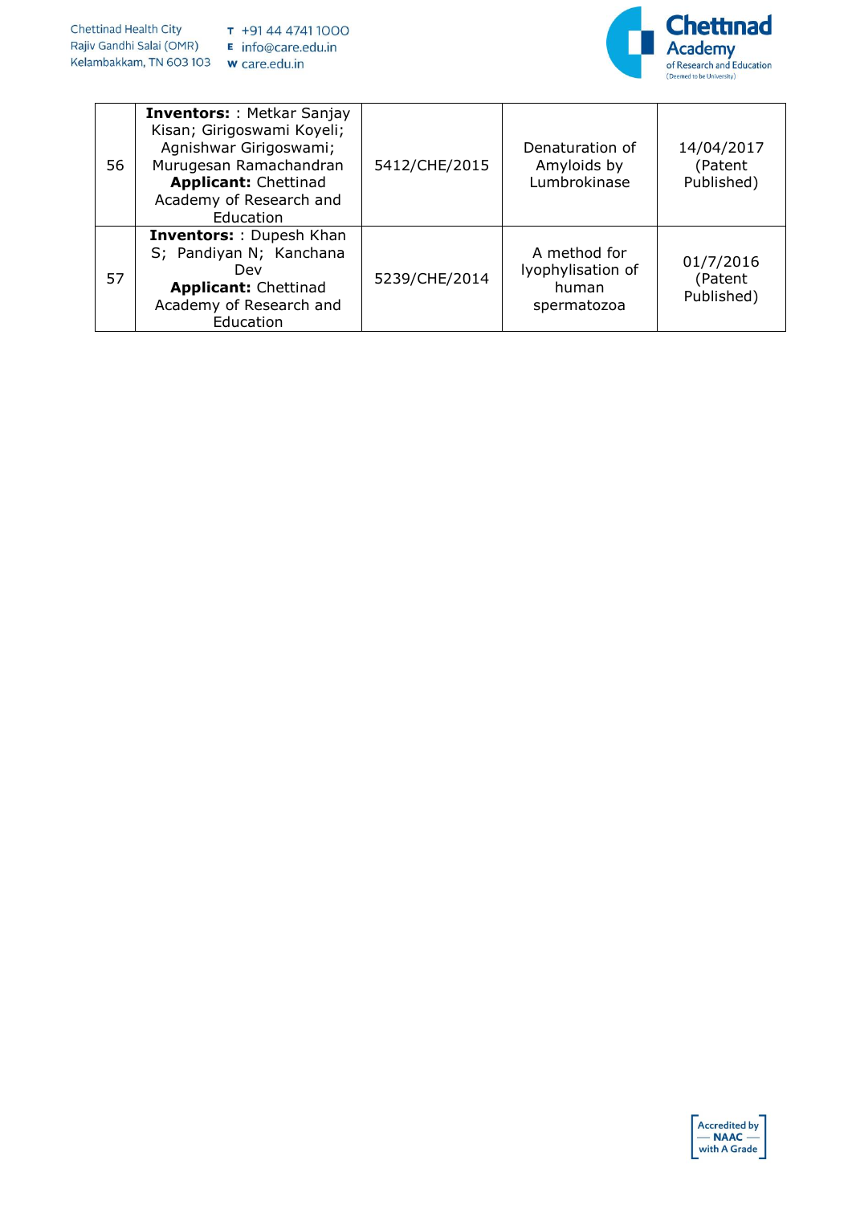| | | | | |
|---|---|---|---|---|
| 56 | **Inventors:** : Metkar Sanjay Kisan; Girigoswami Koyeli; Agnishwar Girigoswami; Murugesan Ramachandran **Applicant:** Chettinad Academy of Research and Education | 5412/CHE/2015 | Denaturation of Amyloids by Lumbrokinase | 14/04/2017 (Patent Published) |
| 57 | **Inventors:** : Dupesh Khan S; Pandiyan N; Kanchana Dev **Applicant:** Chettinad Academy of Research and Education | 5239/CHE/2014 | A method for lyophylisation of human spermatozoa | 01/7/2016 (Patent Published) |